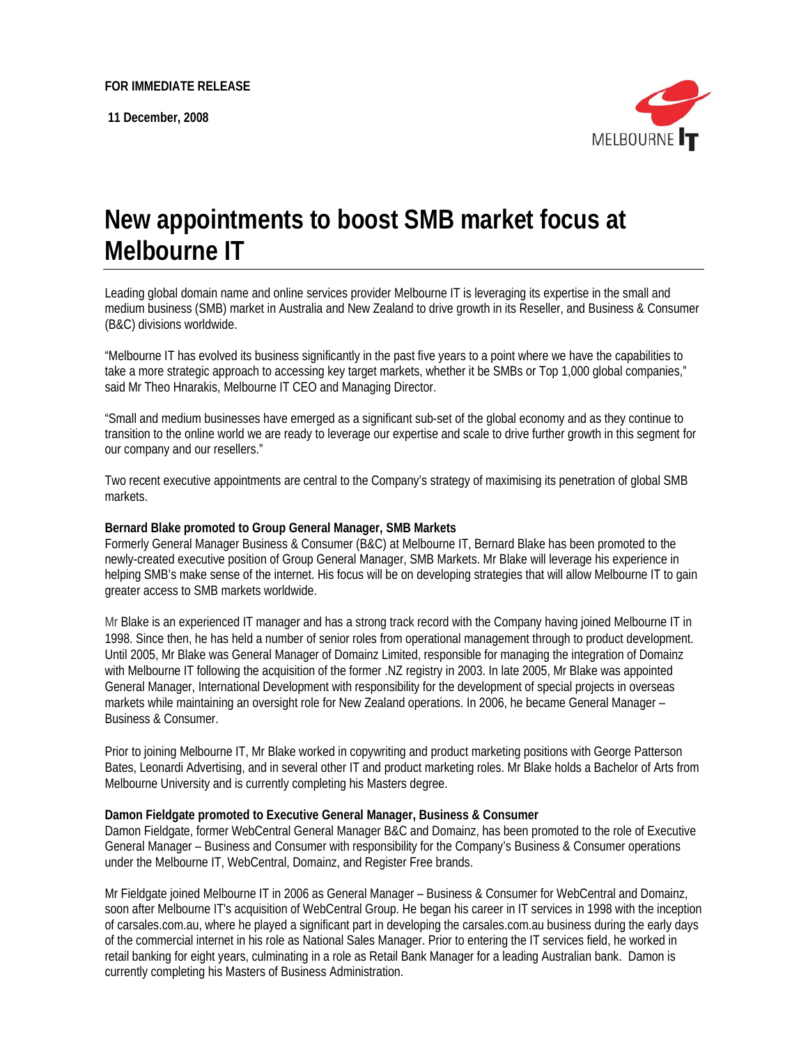**FOR IMMEDIATE RELEASE**

**11 December, 2008**

# New appointments to boost SMB market focus at Melbourne IT

Leading global domain name and online services provider Melbourne IT is leveraging its expertise in the small and medium business (SMB) market in Australia and New Zealand to drive growth in its Reseller, and Business & Consumer (B&C) divisions worldwide.

"Melbourne IT has evolved its business significantly in the past five years to a point where we have the capabilities to take a more strategic approach to accessing key target markets, whether it be SMBs or Top 1,000 global companies," said Mr Theo Hnarakis, Melbourne IT CEO and Managing Director.

"Small and medium businesses have emerged as a significant sub-set of the global economy and as they continue to transition to the online world we are ready to leverage our expertise and scale to drive further growth in this segment for our company and our resellers."

Two recent executive appointments are central to the Company's strategy of maximising its penetration of global SMB markets.

**Bernard Blake promoted to Group General Manager, SMB Markets**

Formerly General Manager Business & Consumer (B&C) at Melbourne IT, Bernard Blake has been promoted to the newly-created executive position of Group General Manager, SMB Markets. Mr Blake will leverage his experience in helping SMB's make sense of the internet. His focus will be on developing strategies that will allow Melbourne IT to gain greater access to SMB markets worldwide.

Mr Blake is an experienced IT manager and has a strong track record with the Company having joined Melbourne IT in 1998. Since then, he has held a number of senior roles from operational management through to product development. Until 2005, Mr Blake was General Manager of Domainz Limited, responsible for managing the integration of Domainz with Melbourne IT following the acquisition of the former .NZ registry in 2003. In late 2005, Mr Blake was appointed General Manager, International Development with responsibility for the development of special projects in overseas markets while maintaining an oversight role for New Zealand operations. In 2006, he became General Manager – Business & Consumer.

Prior to joining Melbourne IT, Mr Blake worked in copywriting and product marketing positions with George Patterson Bates, Leonardi Advertising, and in several other IT and product marketing roles. Mr Blake holds a Bachelor of Arts from Melbourne University and is currently completing his Masters degree.

**Damon Fieldgate promoted to Executive General Manager, Business & Consumer**

Damon Fieldgate, former WebCentral General Manager B&C and Domainz, has been promoted to the role of Executive General Manager – Business and Consumer with responsibility for the Company's Business & Consumer operations under the Melbourne IT, WebCentral, Domainz, and Register Free brands.

Mr Fieldgate joined Melbourne IT in 2006 as General Manager – Business & Consumer for WebCentral and Domainz, soon after Melbourne IT's acquisition of WebCentral Group. He began his career in IT services in 1998 with the inception of carsales.com.au, where he played a significant part in developing the carsales.com.au business during the early days of the commercial internet in his role as National Sales Manager. Prior to entering the IT services field, he worked in retail banking for eight years, culminating in a role as Retail Bank Manager for a leading Australian bank. Damon is currently completing his Masters of Business Administration.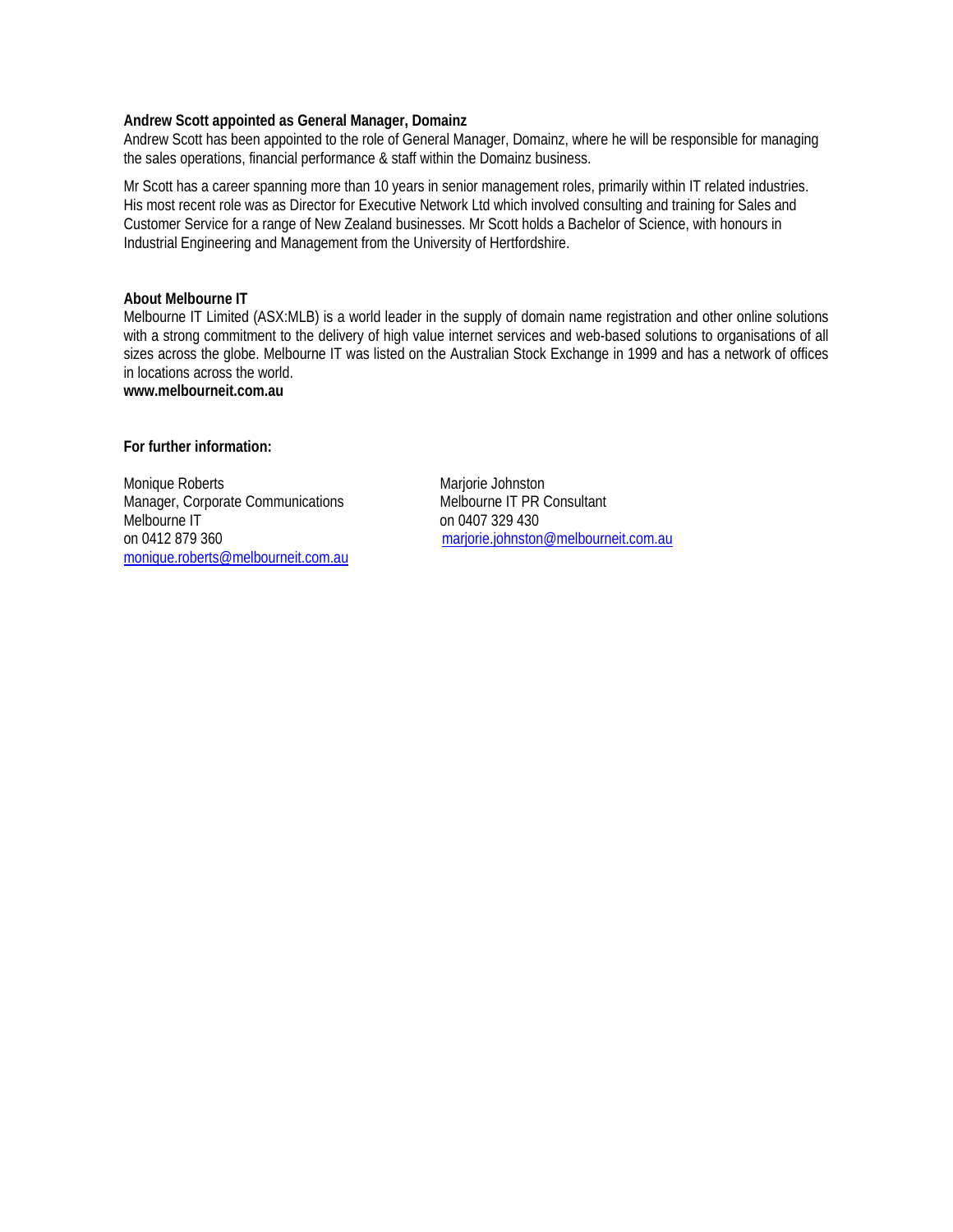**Andrew Scott appointed as General Manager, Domainz**

Andrew Scott has been appointed to the role of General Manager, Domainz, where he will be responsible for managing the sales operations, financial performance & staff within the Domainz business.

Mr Scott has a career spanning more than 10 years in senior management roles, primarily within IT related industries. His most recent role was as Director for Executive Network Ltd which involved consulting and training for Sales and Customer Service for a range of New Zealand businesses. Mr Scott holds a Bachelor of Science, with honours in Industrial Engineering and Management from the University of Hertfordshire.

**About Melbourne IT**

Melbourne IT Limited (ASX:MLB) is a world leader in the supply of domain name registration and other online solutions with a strong commitment to the delivery of high value internet services and web-based solutions to organisations of all sizes across the globe. Melbourne IT was listed on the Australian Stock Exchange in 1999 and has a network of offices in locations across the world.

**www.melbourneit.com.au**

**For further information:**

Monique Roberts
Manager, Corporate Communications
Melbourne IT
on 0412 879 360
monique.roberts@melbourneit.com.au

Marjorie Johnston
Melbourne IT PR Consultant
on 0407 329 430
marjorie.johnston@melbourneit.com.au